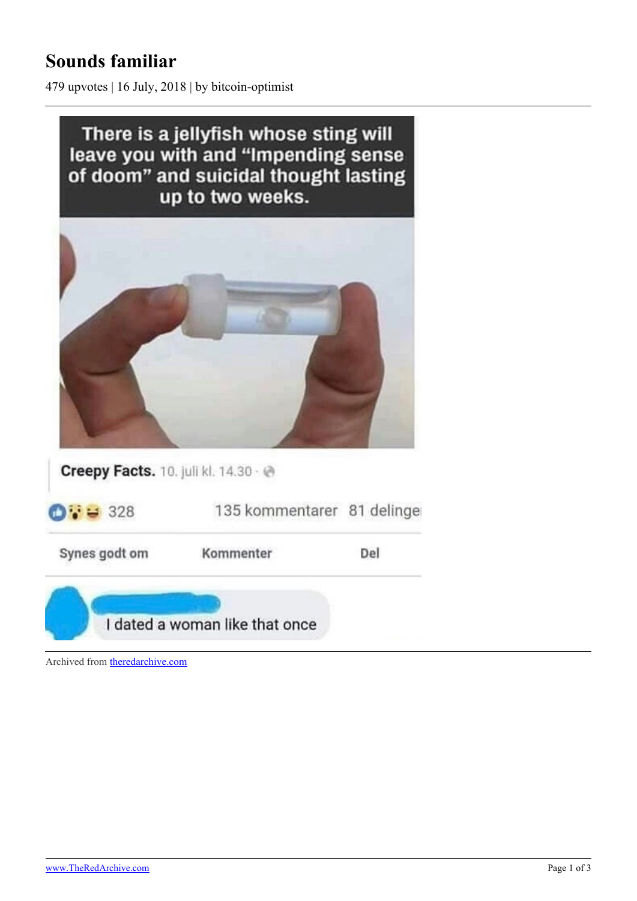# Sounds familiar

479 upvotes | 16 July, 2018 | by bitcoin-optimist

There is a jellyfish whose sting will leave you with and "Impending sense of doom" and suicidal thought lasting up to two weeks.

Creepy Facts. 10. juli kl. 14.30

328 135 kommentarer 81 delinger

Synes godt om Kommenter Del

I dated a woman like that once

Archived from theredarchive.com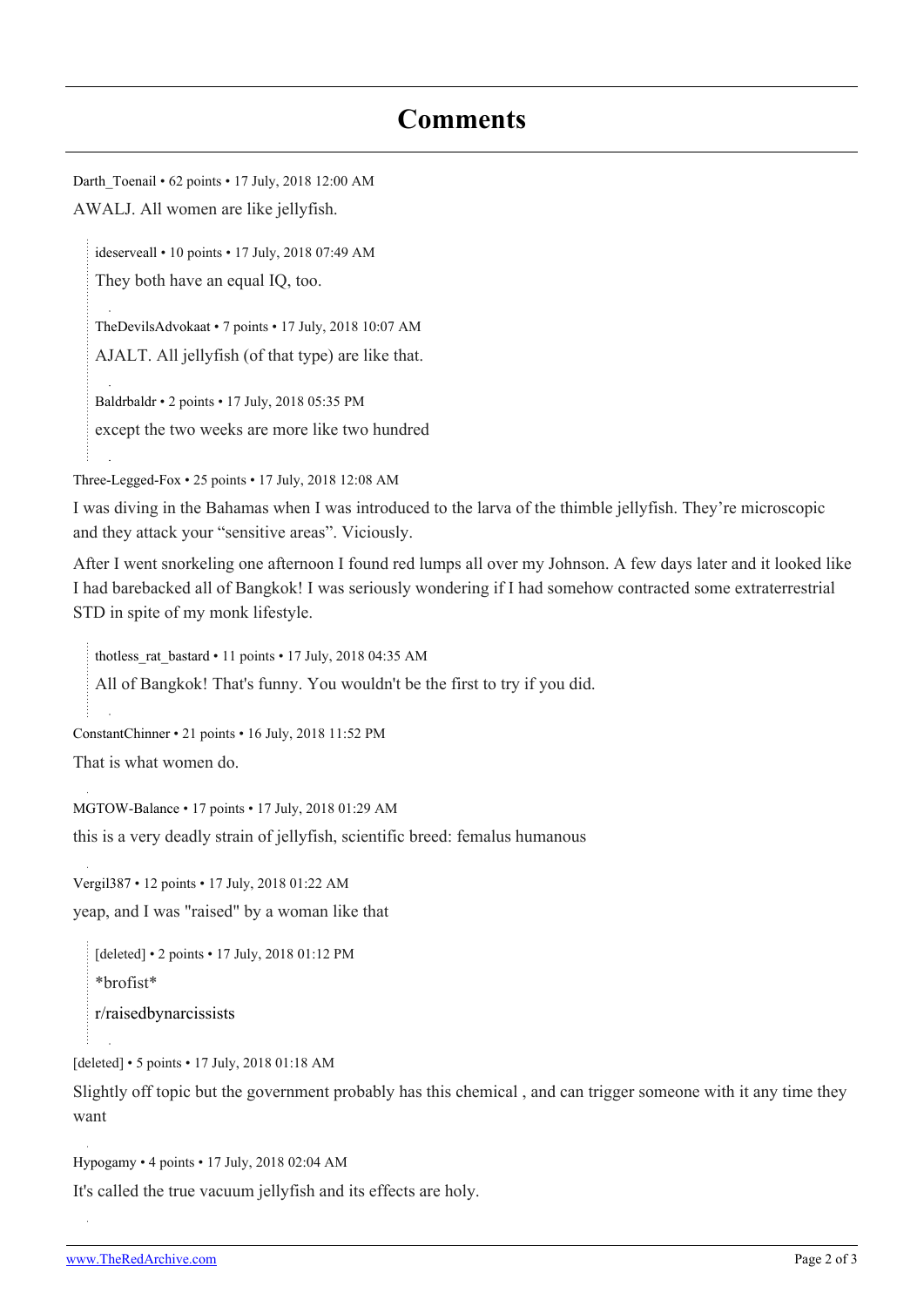# Comments

Darth_Toenail • 62 points • 17 July, 2018 12:00 AM

AWALJ. All women are like jellyfish.

> ideserveall • 10 points • 17 July, 2018 07:49 AM
>
> They both have an equal IQ, too.
>
> TheDevilsAdvokaat • 7 points • 17 July, 2018 10:07 AM
>
> AJALT. All jellyfish (of that type) are like that.
>
> Baldrbaldr • 2 points • 17 July, 2018 05:35 PM
>
> except the two weeks are more like two hundred

Three-Legged-Fox • 25 points • 17 July, 2018 12:08 AM

I was diving in the Bahamas when I was introduced to the larva of the thimble jellyfish. They're microscopic and they attack your "sensitive areas". Viciously.

After I went snorkeling one afternoon I found red lumps all over my Johnson. A few days later and it looked like I had barebacked all of Bangkok! I was seriously wondering if I had somehow contracted some extraterrestrial STD in spite of my monk lifestyle.

> thotless_rat_bastard • 11 points • 17 July, 2018 04:35 AM
>
> All of Bangkok! That's funny. You wouldn't be the first to try if you did.

ConstantChinner • 21 points • 16 July, 2018 11:52 PM

That is what women do.

MGTOW-Balance • 17 points • 17 July, 2018 01:29 AM

this is a very deadly strain of jellyfish, scientific breed: femalus humanous

Vergil387 • 12 points • 17 July, 2018 01:22 AM

yeap, and I was "raised" by a woman like that

> [deleted] • 2 points • 17 July, 2018 01:12 PM
>
> *brofist*
>
> r/raisedbynarcissists

[deleted] • 5 points • 17 July, 2018 01:18 AM

Slightly off topic but the government probably has this chemical , and can trigger someone with it any time they want

Hypogamy • 4 points • 17 July, 2018 02:04 AM

It's called the true vacuum jellyfish and its effects are holy.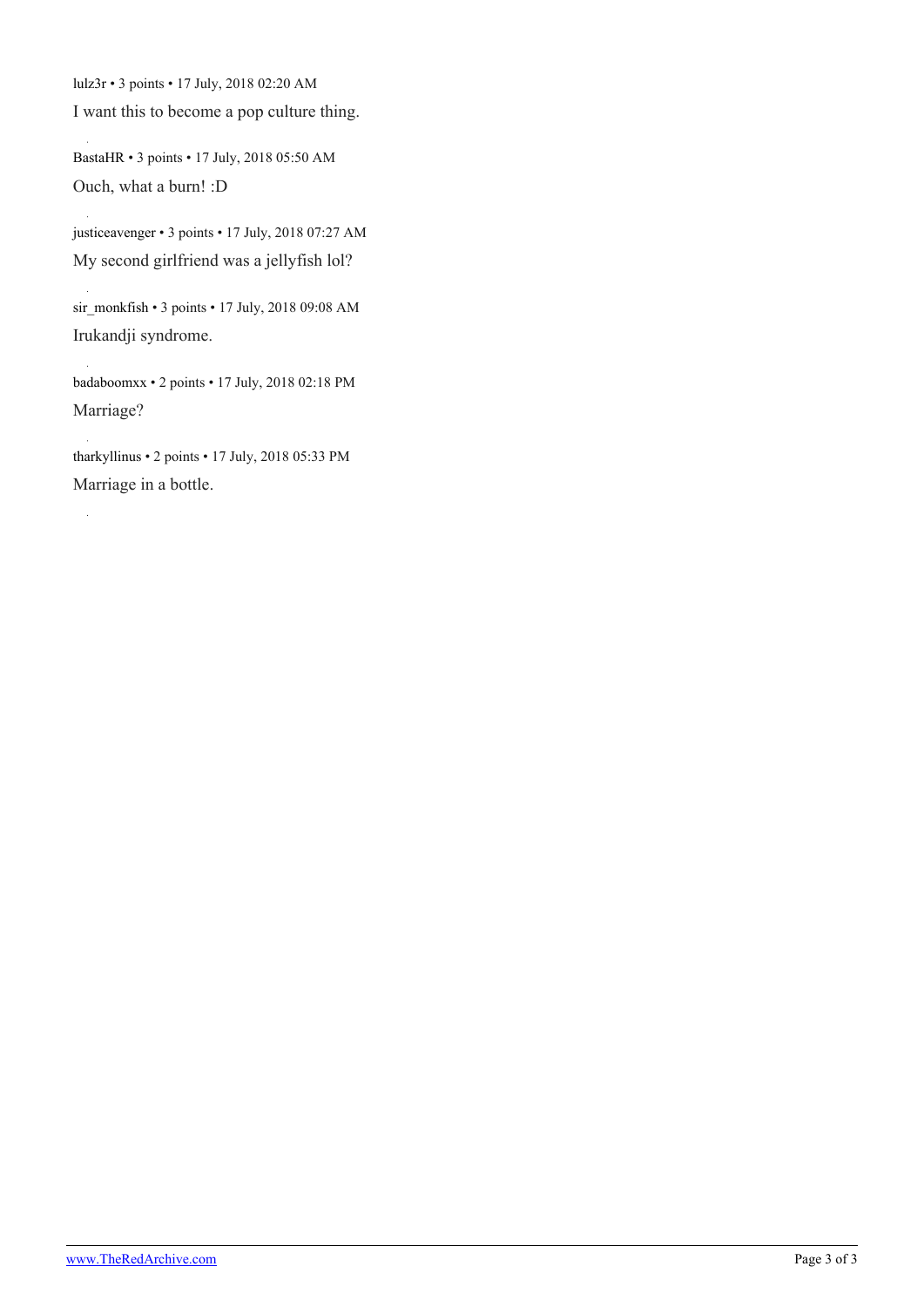lulz3r • 3 points • 17 July, 2018 02:20 AM

I want this to become a pop culture thing.

BastaHR • 3 points • 17 July, 2018 05:50 AM

Ouch, what a burn! :D

justiceavenger • 3 points • 17 July, 2018 07:27 AM

My second girlfriend was a jellyfish lol?

sir_monkfish • 3 points • 17 July, 2018 09:08 AM

Irukandji syndrome.

badaboomxx • 2 points • 17 July, 2018 02:18 PM

Marriage?

tharkyllinus • 2 points • 17 July, 2018 05:33 PM

Marriage in a bottle.